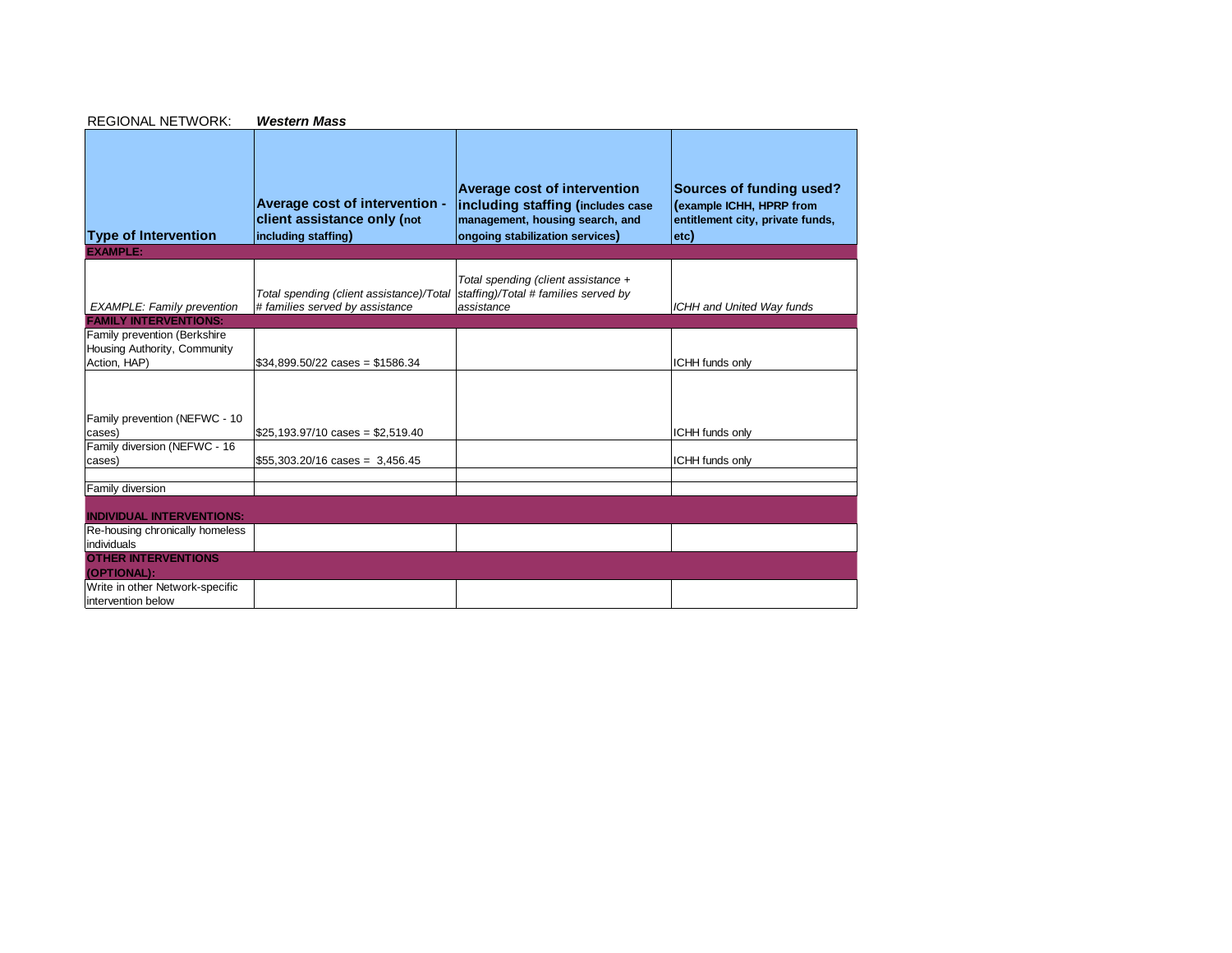REGIONAL NETWORK: ***Western Mass***

| Type of Intervention | Average cost of intervention - client assistance only (not including staffing) | Average cost of intervention including staffing (includes case management, housing search, and ongoing stabilization services) | Sources of funding used? (example ICHH, HPRP from entitlement city, private funds, etc) |
| --- | --- | --- | --- |
| **EXAMPLE:** | | | |
| *EXAMPLE: Family prevention* | *Total spending (client assistance)/Total # families served by assistance* | *Total spending (client assistance + staffing)/Total # families served by assistance* | *ICHH and United Way funds* |
| **FAMILY INTERVENTIONS:** | | | |
| Family prevention (Berkshire Housing Authority, Community Action, HAP) | $34,899.50/22 cases = $1586.34 | | ICHH funds only |
| Family prevention (NEFWC - 10 cases) | $25,193.97/10 cases = $2,519.40 | | ICHH funds only |
| Family diversion (NEFWC - 16 cases) | $55,303.20/16 cases = 3,456.45 | | ICHH funds only |
| | | | |
| Family diversion | | | |
| **INDIVIDUAL INTERVENTIONS:** | | | |
| Re-housing chronically homeless individuals | | | |
| **OTHER INTERVENTIONS (OPTIONAL):** | | | |
| Write in other Network-specific intervention below | | | |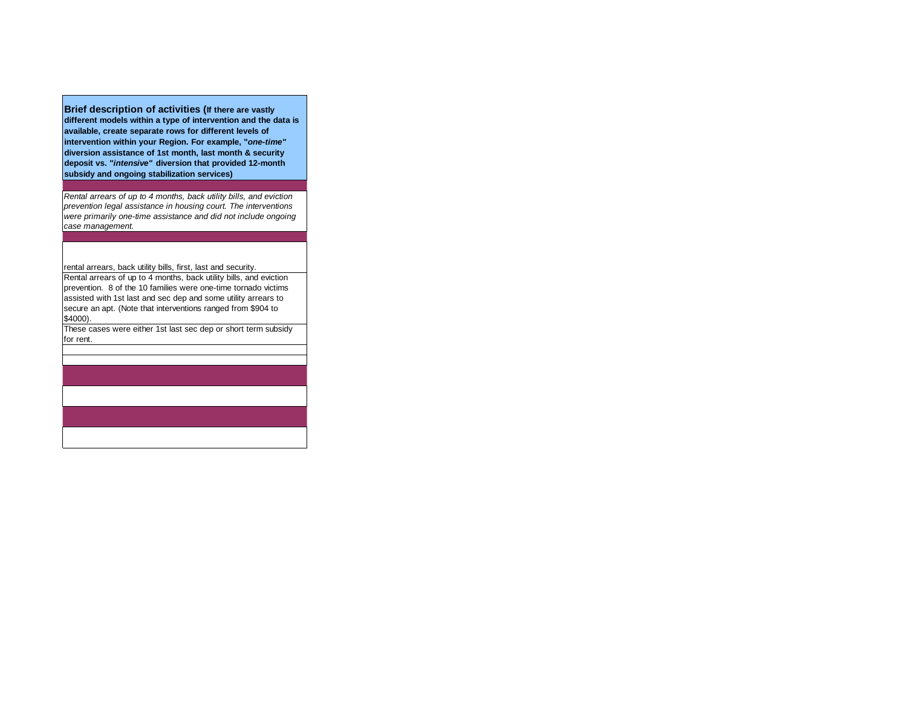| **Brief description of activities (If there are vastly different models within a type of intervention and the data is available, create separate rows for different levels of intervention within your Region. For example, "*one-time*" diversion assistance of 1st month, last month & security deposit vs. "*intensive*" diversion that provided 12-month subsidy and ongoing stabilization services)** |
| --- |
| |
| *Rental arrears of up to 4 months, back utility bills, and eviction prevention legal assistance in housing court. The interventions were primarily one-time assistance and did not include ongoing case management.* |
| |
| rental arrears, back utility bills, first, last and security. |
| Rental arrears of up to 4 months, back utility bills, and eviction prevention. 8 of the 10 families were one-time tornado victims assisted with 1st last and sec dep and some utility arrears to secure an apt. (Note that interventions ranged from $904 to $4000). |
| These cases were either 1st last sec dep or short term subsidy for rent. |
| |
| |
| |
| |
| |
| |